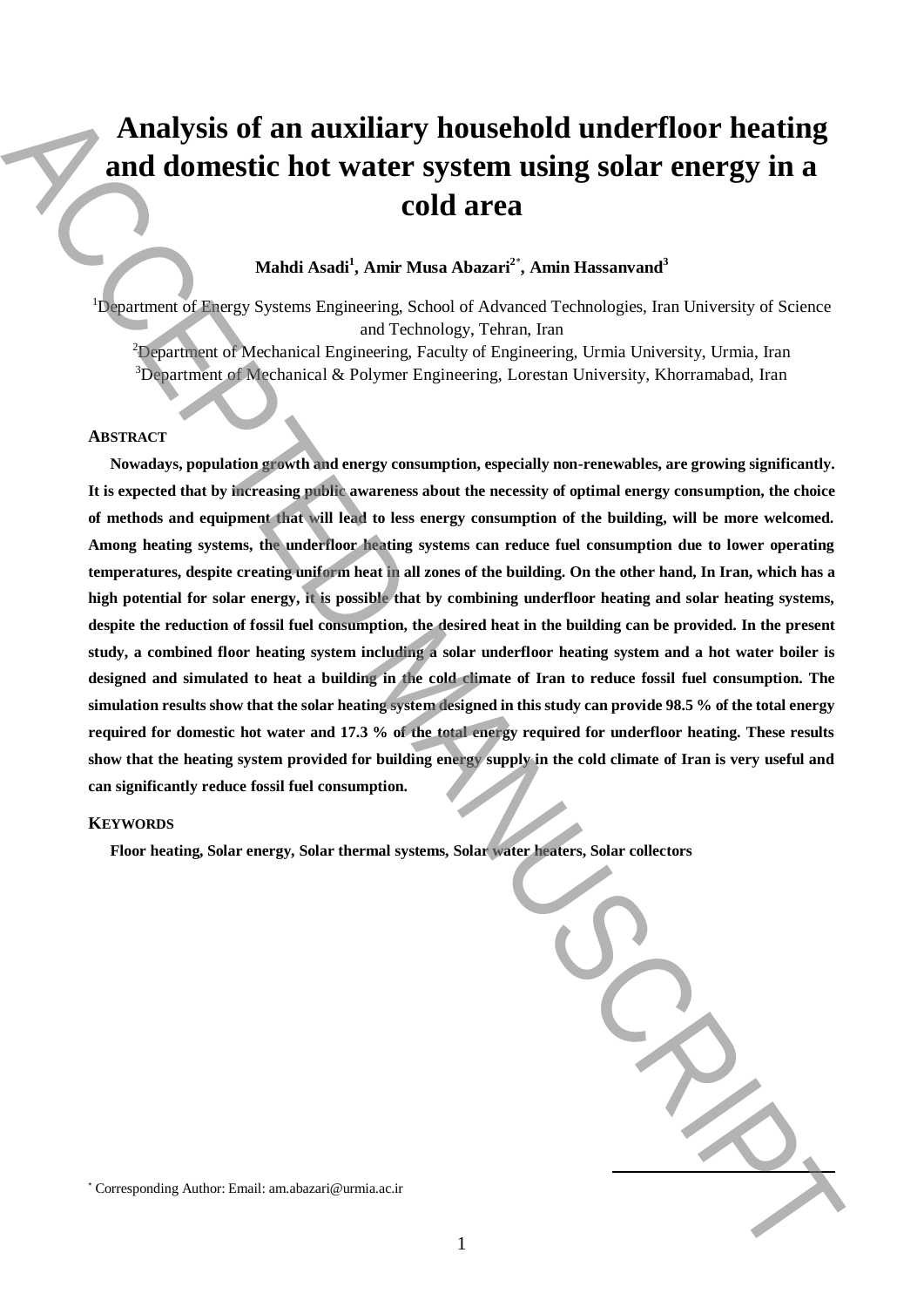# Analysis of an auxiliary household underfloor heating and domestic hot water system using solar energy in a cold area

**Mahdi Asadi[1], Amir Musa Abazari[2*], Amin Hassanvand[3]**

[1]Department of Energy Systems Engineering, School of Advanced Technologies, Iran University of Science and Technology, Tehran, Iran

[2]Department of Mechanical Engineering, Faculty of Engineering, Urmia University, Urmia, Iran

[3]Department of Mechanical & Polymer Engineering, Lorestan University, Khorramabad, Iran

## ABSTRACT

**Nowadays, population growth and energy consumption, especially non-renewables, are growing significantly. It is expected that by increasing public awareness about the necessity of optimal energy consumption, the choice of methods and equipment that will lead to less energy consumption of the building, will be more welcomed. Among heating systems, the underfloor heating systems can reduce fuel consumption due to lower operating temperatures, despite creating uniform heat in all zones of the building. On the other hand, In Iran, which has a high potential for solar energy, it is possible that by combining underfloor heating and solar heating systems, despite the reduction of fossil fuel consumption, the desired heat in the building can be provided. In the present study, a combined floor heating system including a solar underfloor heating system and a hot water boiler is designed and simulated to heat a building in the cold climate of Iran to reduce fossil fuel consumption. The simulation results show that the solar heating system designed in this study can provide 98.5 % of the total energy required for domestic hot water and 17.3 % of the total energy required for underfloor heating. These results show that the heating system provided for building energy supply in the cold climate of Iran is very useful and can significantly reduce fossil fuel consumption.**

## KEYWORDS

**Floor heating, Solar energy, Solar thermal systems, Solar water heaters, Solar collectors**

[*] Corresponding Author: Email: am.abazari@urmia.ac.ir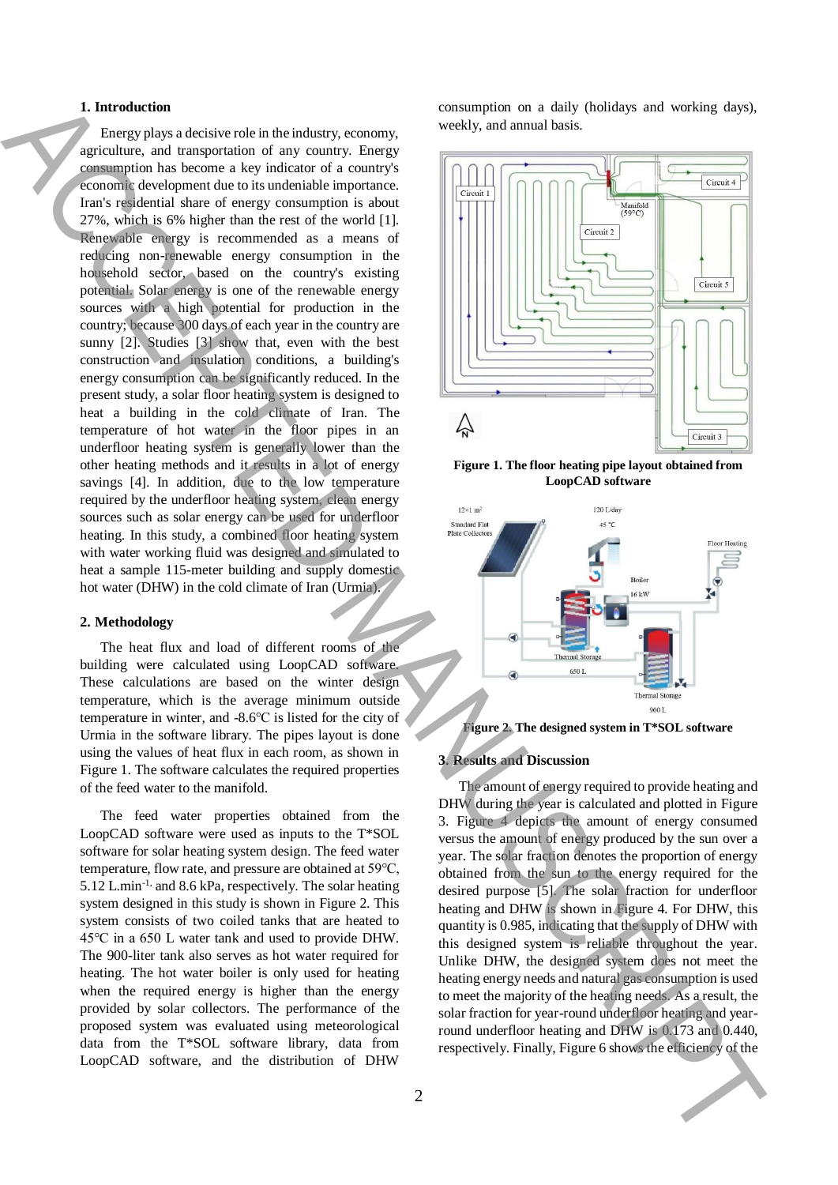## 1. Introduction

Energy plays a decisive role in the industry, economy, agriculture, and transportation of any country. Energy consumption has become a key indicator of a country's economic development due to its undeniable importance. Iran's residential share of energy consumption is about 27%, which is 6% higher than the rest of the world [1]. Renewable energy is recommended as a means of reducing non-renewable energy consumption in the household sector, based on the country's existing potential. Solar energy is one of the renewable energy sources with a high potential for production in the country; because 300 days of each year in the country are sunny [2]. Studies [3] show that, even with the best construction and insulation conditions, a building's energy consumption can be significantly reduced. In the present study, a solar floor heating system is designed to heat a building in the cold climate of Iran. The temperature of hot water in the floor pipes in an underfloor heating system is generally lower than the other heating methods and it results in a lot of energy savings [4]. In addition, due to the low temperature required by the underfloor heating system, clean energy sources such as solar energy can be used for underfloor heating. In this study, a combined floor heating system with water working fluid was designed and simulated to heat a sample 115-meter building and supply domestic hot water (DHW) in the cold climate of Iran (Urmia).

## 2. Methodology

The heat flux and load of different rooms of the building were calculated using LoopCAD software. These calculations are based on the winter design temperature, which is the average minimum outside temperature in winter, and -8.6°C is listed for the city of Urmia in the software library. The pipes layout is done using the values of heat flux in each room, as shown in Figure 1. The software calculates the required properties of the feed water to the manifold.

The feed water properties obtained from the LoopCAD software were used as inputs to the T*SOL software for solar heating system design. The feed water temperature, flow rate, and pressure are obtained at 59°C, 5.12 L.min$^{-1}$, and 8.6 kPa, respectively. The solar heating system designed in this study is shown in Figure 2. This system consists of two coiled tanks that are heated to 45°C in a 650 L water tank and used to provide DHW. The 900-liter tank also serves as hot water required for heating. The hot water boiler is only used for heating when the required energy is higher than the energy provided by solar collectors. The performance of the proposed system was evaluated using meteorological data from the T*SOL software library, data from LoopCAD software, and the distribution of DHW consumption on a daily (holidays and working days), weekly, and annual basis.

**Figure 1. The floor heating pipe layout obtained from LoopCAD software**

**Figure 2. The designed system in T*SOL software**

## 3. Results and Discussion

The amount of energy required to provide heating and DHW during the year is calculated and plotted in Figure 3. Figure 4 depicts the amount of energy consumed versus the amount of energy produced by the sun over a year. The solar fraction denotes the proportion of energy obtained from the sun to the energy required for the desired purpose [5]. The solar fraction for underfloor heating and DHW is shown in Figure 4. For DHW, this quantity is 0.985, indicating that the supply of DHW with this designed system is reliable throughout the year. Unlike DHW, the designed system does not meet the heating energy needs and natural gas consumption is used to meet the majority of the heating needs. As a result, the solar fraction for year-round underfloor heating and year-round underfloor heating and DHW is 0.173 and 0.440, respectively. Finally, Figure 6 shows the efficiency of the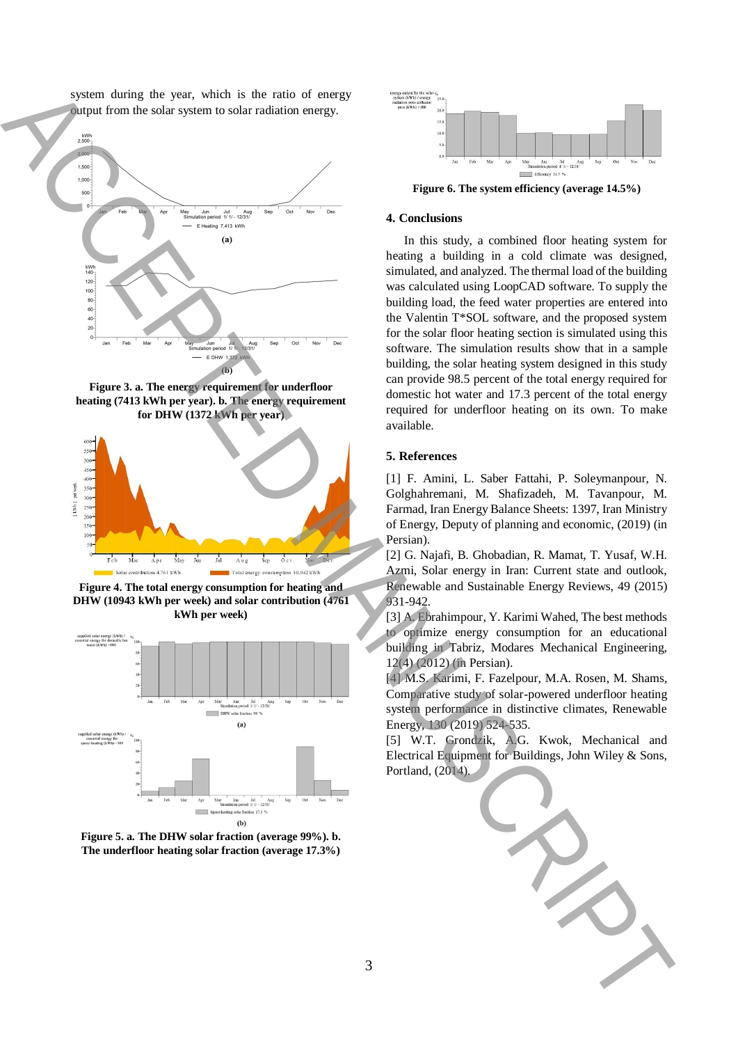system during the year, which is the ratio of energy output from the solar system to solar radiation energy.

kWh
2,500
2,000
1,500
1,000
500
0
Jan Feb Mar Apr May Jun Jul Aug Sep Oct Nov Dec
Simulation period 1/1/ - 12/31/
E Heating 7,413 kWh

(a)

kWh
140
120
100
80
60
40
20
0
Jan Feb Mar Apr May Jun Jul Aug Sep Oct Nov Dec
Simulation period 1/1/ - 12/31/
E DHW 1,372 kWh

(b)

**Figure 3. a. The energy requirement for underfloor heating (7413 kWh per year). b. The energy requirement for DHW (1372 kWh per year)**

[kWh] per week
600
550
500
450
400
350
300
250
200
150
100
50
0
Feb Mar Apr May Jun Jul Aug Sep Oct Nov Dec
Solar contribution 4,761 kWh
Total energy consumption 10,942 kWh

**Figure 4. The total energy consumption for heating and DHW (10943 kWh per week) and solar contribution (4761 kWh per week)**

supplied solar energy (kWh) / essential energy for domestic hot water (kWh) ×100
%
100
80
60
40
20
0
Jan Feb Mar Apr May Jun Jul Aug Sep Oct Nov Dec
Simulation period 1/1/ - 12/31/
DHW solar fraction 99 %

(a)

supplied solar energy (kWh) / essential energy for space-heating (kWh) ×100
%
100
80
60
40
20
0
Jan Feb Mar Apr May Jun Jul Aug Sep Oct Nov Dec
Simulation period 1/1/ - 12/31/
Space-heating solar fraction 17.3 %

(b)

**Figure 5. a. The DHW solar fraction (average 99%). b. The underfloor heating solar fraction (average 17.3%)**

energy output by the solar system (kWh) / energy radiation onto collector area (kWh) ×100
%
25.0
20.0
15.0
10.0
5.0
0.0
Jan Feb Mar Apr May Jun Jul Aug Sep Oct Nov Dec
Simulation period 1/1/ - 12/31/
Efficiency 14.5 %

**Figure 6. The system efficiency (average 14.5%)**

## 4. Conclusions

In this study, a combined floor heating system for heating a building in a cold climate was designed, simulated, and analyzed. The thermal load of the building was calculated using LoopCAD software. To supply the building load, the feed water properties are entered into the Valentin T*SOL software, and the proposed system for the solar floor heating section is simulated using this software. The simulation results show that in a sample building, the solar heating system designed in this study can provide 98.5 percent of the total energy required for domestic hot water and 17.3 percent of the total energy required for underfloor heating on its own. To make available.

## 5. References

[1] F. Amini, L. Saber Fattahi, P. Soleymanpour, N. Golghahremani, M. Shafizadeh, M. Tavanpour, M. Farmad, Iran Energy Balance Sheets: 1397, Iran Ministry of Energy, Deputy of planning and economic, (2019) (in Persian).

[2] G. Najafi, B. Ghobadian, R. Mamat, T. Yusaf, W.H. Azmi, Solar energy in Iran: Current state and outlook, Renewable and Sustainable Energy Reviews, 49 (2015) 931-942.

[3] A. Ebrahimpour, Y. Karimi Wahed, The best methods to optimize energy consumption for an educational building in Tabriz, Modares Mechanical Engineering, 12(4) (2012) (in Persian).

[4] M.S. Karimi, F. Fazelpour, M.A. Rosen, M. Shams, Comparative study of solar-powered underfloor heating system performance in distinctive climates, Renewable Energy, 130 (2019) 524-535.

[5] W.T. Grondzik, A.G. Kwok, Mechanical and Electrical Equipment for Buildings, John Wiley & Sons, Portland, (2014).